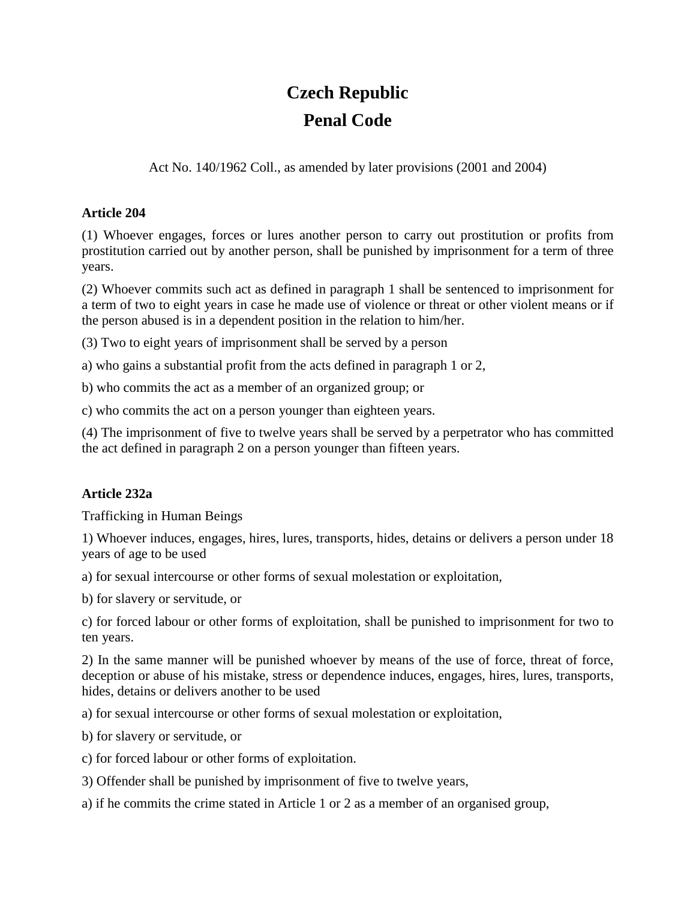# Czech Republic

# Penal Code

Act No. 140/1962 Coll., as amended by later provisions (2001 and 2004)

### Article 204

(1) Whoever engages, forces or lures another person to carry out prostitution or profits from prostitution carried out by another person, shall be punished by imprisonment for a term of three years.

(2) Whoever commits such act as defined in paragraph 1 shall be sentenced to imprisonment for a term of two to eight years in case he made use of violence or threat or other violent means or if the person abused is in a dependent position in the relation to him/her.

(3) Two to eight years of imprisonment shall be served by a person

a) who gains a substantial profit from the acts defined in paragraph 1 or 2,

b) who commits the act as a member of an organized group; or

c) who commits the act on a person younger than eighteen years.

(4) The imprisonment of five to twelve years shall be served by a perpetrator who has committed the act defined in paragraph 2 on a person younger than fifteen years.

### Article 232a

Trafficking in Human Beings

1) Whoever induces, engages, hires, lures, transports, hides, detains or delivers a person under 18 years of age to be used

a) for sexual intercourse or other forms of sexual molestation or exploitation,

b) for slavery or servitude, or

c) for forced labour or other forms of exploitation, shall be punished to imprisonment for two to ten years.

2) In the same manner will be punished whoever by means of the use of force, threat of force, deception or abuse of his mistake, stress or dependence induces, engages, hires, lures, transports, hides, detains or delivers another to be used

a) for sexual intercourse or other forms of sexual molestation or exploitation,

b) for slavery or servitude, or

c) for forced labour or other forms of exploitation.

3) Offender shall be punished by imprisonment of five to twelve years,

a) if he commits the crime stated in Article 1 or 2 as a member of an organised group,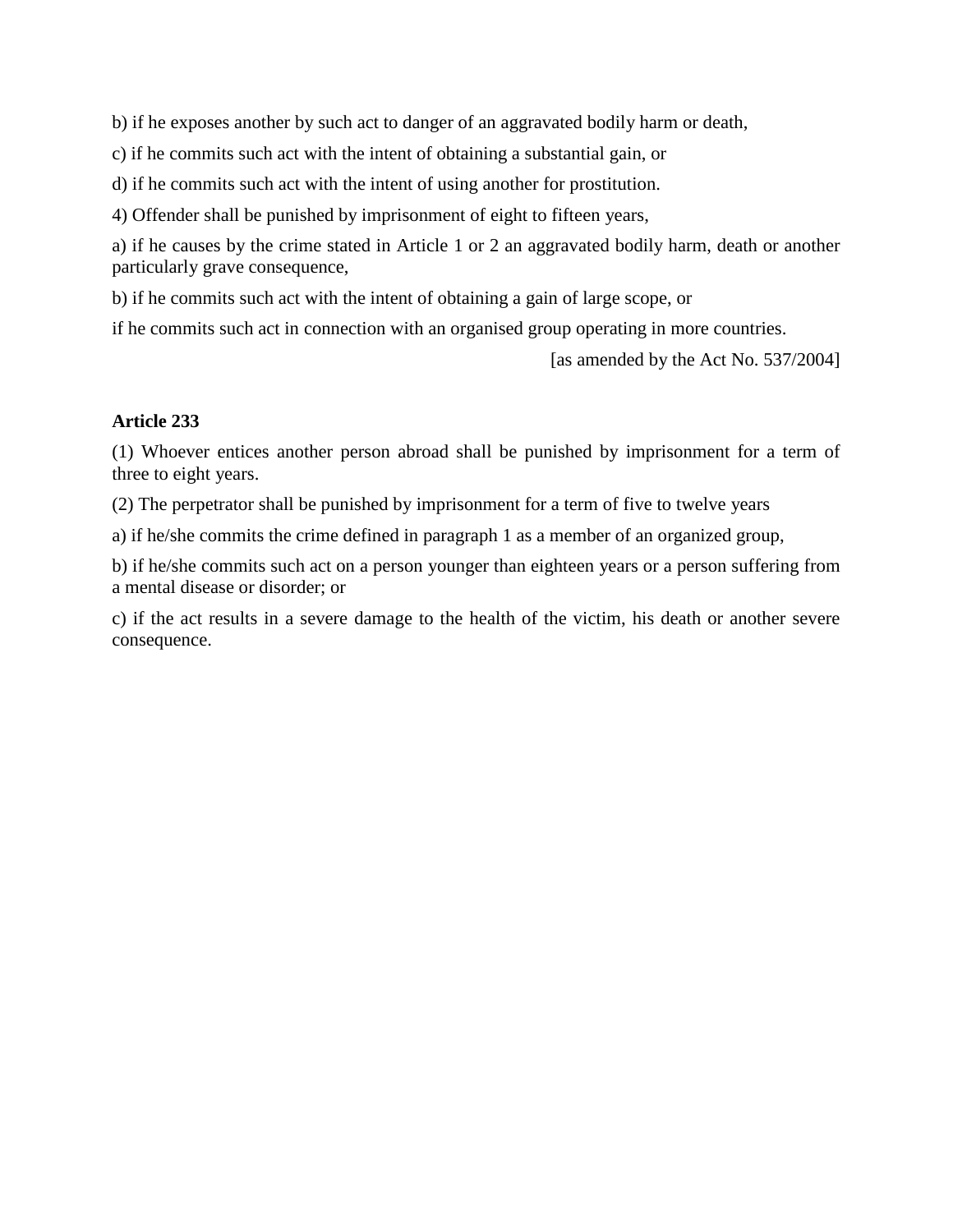b) if he exposes another by such act to danger of an aggravated bodily harm or death,

c) if he commits such act with the intent of obtaining a substantial gain, or

d) if he commits such act with the intent of using another for prostitution.

4) Offender shall be punished by imprisonment of eight to fifteen years,

a) if he causes by the crime stated in Article 1 or 2 an aggravated bodily harm, death or another particularly grave consequence,

b) if he commits such act with the intent of obtaining a gain of large scope, or

if he commits such act in connection with an organised group operating in more countries.

[as amended by the Act No. 537/2004]

**Article 233**

(1) Whoever entices another person abroad shall be punished by imprisonment for a term of three to eight years.

(2) The perpetrator shall be punished by imprisonment for a term of five to twelve years

a) if he/she commits the crime defined in paragraph 1 as a member of an organized group,

b) if he/she commits such act on a person younger than eighteen years or a person suffering from a mental disease or disorder; or

c) if the act results in a severe damage to the health of the victim, his death or another severe consequence.